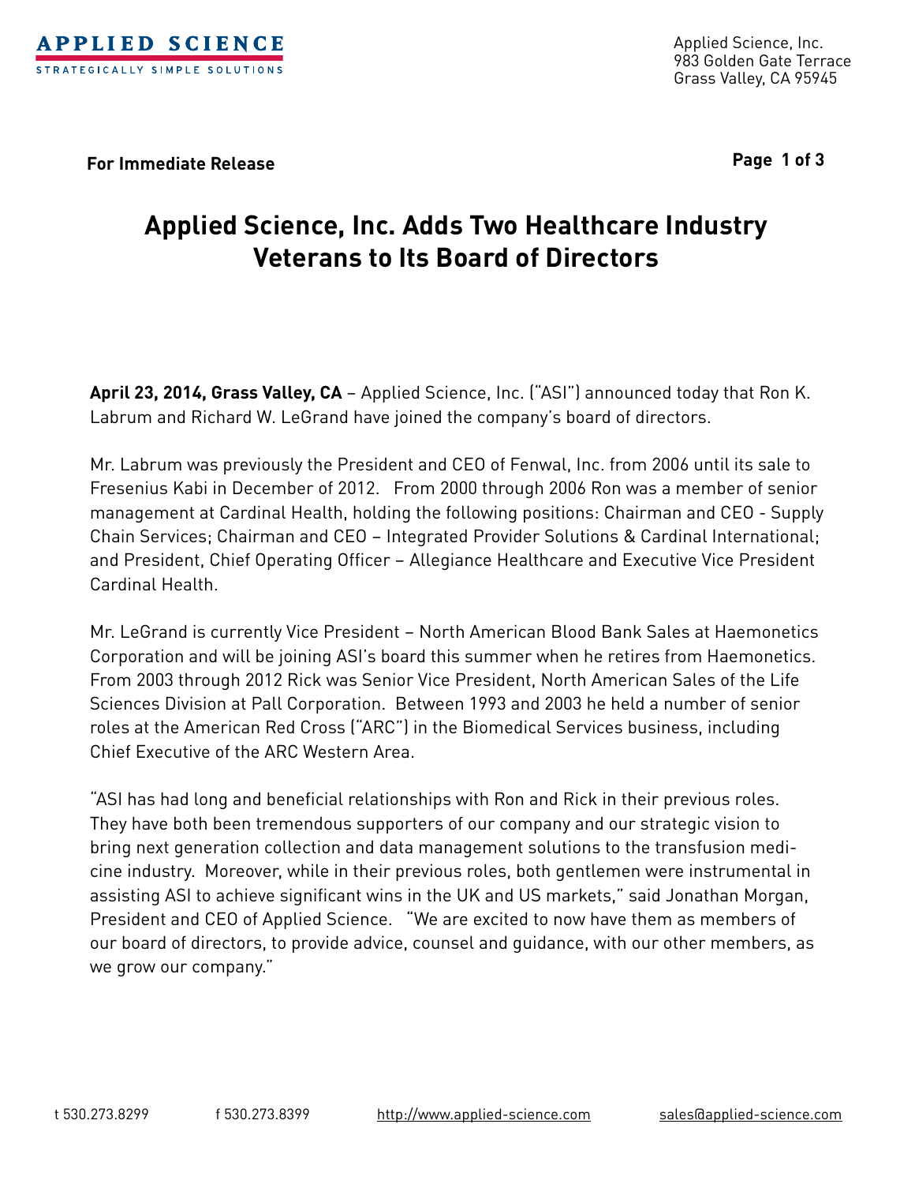**APPLIED SCIENCE**
STRATEGICALLY SIMPLE SOLUTIONS

Applied Science, Inc.
983 Golden Gate Terrace
Grass Valley, CA 95945

**For Immediate Release**

# Applied Science, Inc. Adds Two Healthcare Industry Veterans to Its Board of Directors

**April 23, 2014, Grass Valley, CA** – Applied Science, Inc. ("ASI") announced today that Ron K. Labrum and Richard W. LeGrand have joined the company's board of directors.

Mr. Labrum was previously the President and CEO of Fenwal, Inc. from 2006 until its sale to Fresenius Kabi in December of 2012. From 2000 through 2006 Ron was a member of senior management at Cardinal Health, holding the following positions: Chairman and CEO - Supply Chain Services; Chairman and CEO – Integrated Provider Solutions & Cardinal International; and President, Chief Operating Officer – Allegiance Healthcare and Executive Vice President Cardinal Health.

Mr. LeGrand is currently Vice President – North American Blood Bank Sales at Haemonetics Corporation and will be joining ASI's board this summer when he retires from Haemonetics. From 2003 through 2012 Rick was Senior Vice President, North American Sales of the Life Sciences Division at Pall Corporation. Between 1993 and 2003 he held a number of senior roles at the American Red Cross ("ARC") in the Biomedical Services business, including Chief Executive of the ARC Western Area.

"ASI has had long and beneficial relationships with Ron and Rick in their previous roles. They have both been tremendous supporters of our company and our strategic vision to bring next generation collection and data management solutions to the transfusion medicine industry. Moreover, while in their previous roles, both gentlemen were instrumental in assisting ASI to achieve significant wins in the UK and US markets," said Jonathan Morgan, President and CEO of Applied Science. "We are excited to now have them as members of our board of directors, to provide advice, counsel and guidance, with our other members, as we grow our company."

t 530.273.8299 f 530.273.8399 http://www.applied-science.com sales@applied-science.com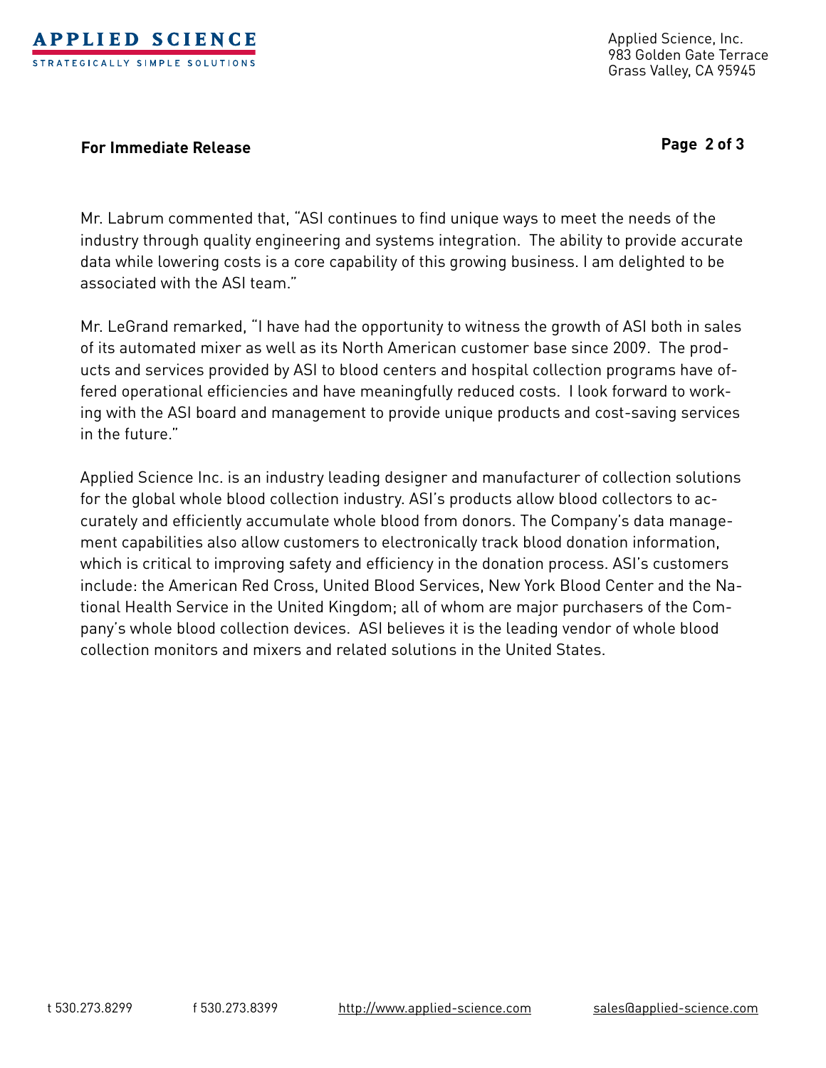Mr. Labrum commented that, "ASI continues to find unique ways to meet the needs of the industry through quality engineering and systems integration. The ability to provide accurate data while lowering costs is a core capability of this growing business. I am delighted to be associated with the ASI team."

Mr. LeGrand remarked, "I have had the opportunity to witness the growth of ASI both in sales of its automated mixer as well as its North American customer base since 2009. The products and services provided by ASI to blood centers and hospital collection programs have offered operational efficiencies and have meaningfully reduced costs. I look forward to working with the ASI board and management to provide unique products and cost-saving services in the future."

Applied Science Inc. is an industry leading designer and manufacturer of collection solutions for the global whole blood collection industry. ASI's products allow blood collectors to accurately and efficiently accumulate whole blood from donors. The Company's data management capabilities also allow customers to electronically track blood donation information, which is critical to improving safety and efficiency in the donation process. ASI's customers include: the American Red Cross, United Blood Services, New York Blood Center and the National Health Service in the United Kingdom; all of whom are major purchasers of the Company's whole blood collection devices. ASI believes it is the leading vendor of whole blood collection monitors and mixers and related solutions in the United States.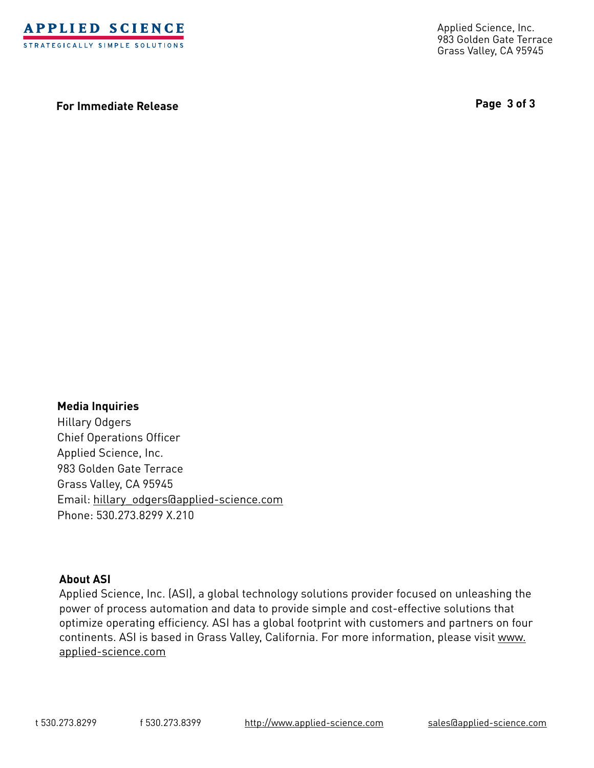**Media Inquiries**
Hillary Odgers
Chief Operations Officer
Applied Science, Inc.
983 Golden Gate Terrace
Grass Valley, CA 95945
Email: hillary_odgers@applied-science.com
Phone: 530.273.8299 X.210

**About ASI**

Applied Science, Inc. (ASI), a global technology solutions provider focused on unleashing the power of process automation and data to provide simple and cost-effective solutions that optimize operating efficiency. ASI has a global footprint with customers and partners on four continents. ASI is based in Grass Valley, California. For more information, please visit www.applied-science.com